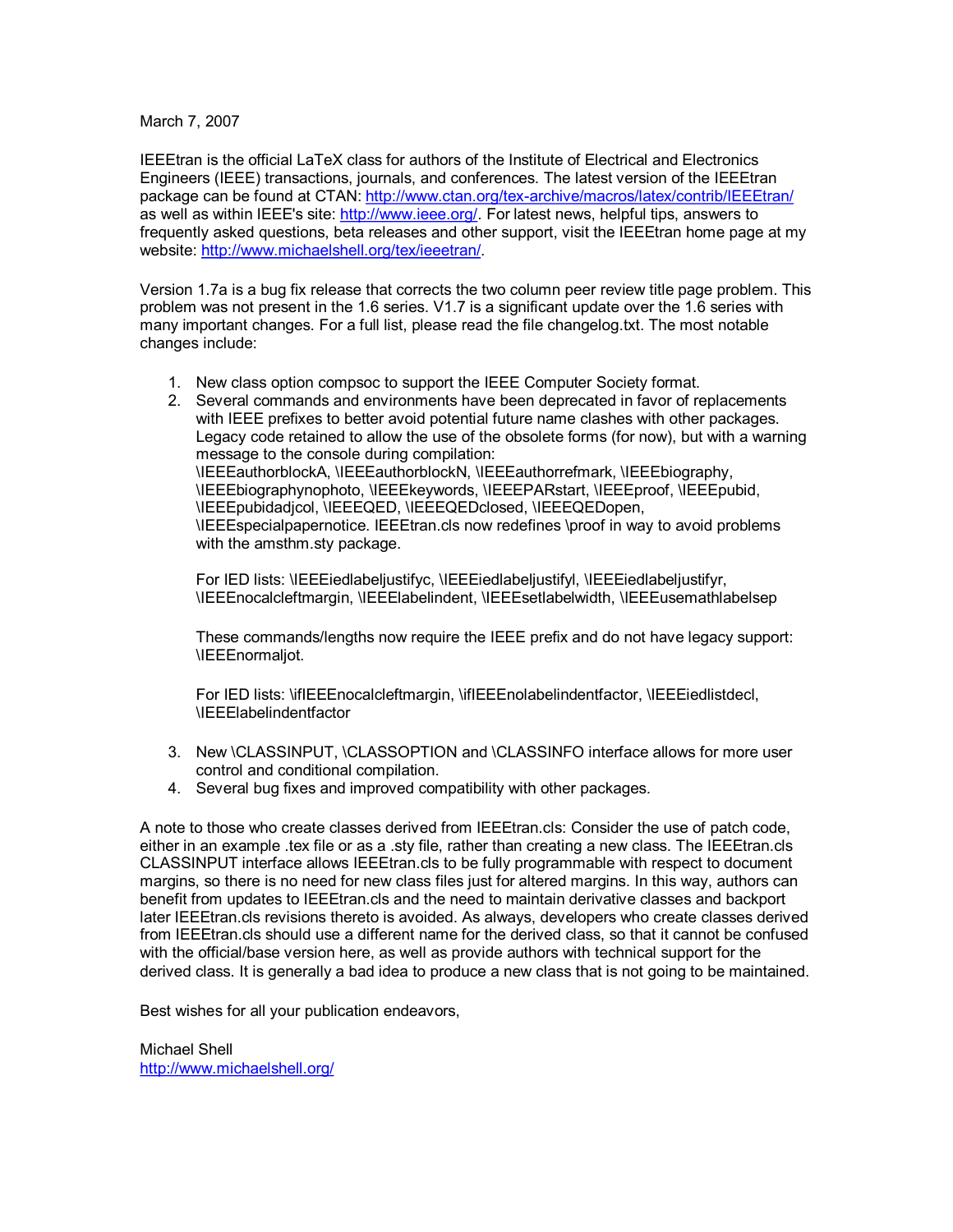March 7, 2007

IEEEtran is the official LaTeX class for authors of the Institute of Electrical and Electronics Engineers (IEEE) transactions, journals, and conferences. The latest version of the IEEEtran package can be found at CTAN: http://www.ctan.org/tex-archive/macros/latex/contrib/IEEEtran/ as well as within IEEE's site: http://www.ieee.org/. For latest news, helpful tips, answers to frequently asked questions, beta releases and other support, visit the IEEEtran home page at my website: http://www.michaelshell.org/tex/ieeetran/.

Version 1.7a is a bug fix release that corrects the two column peer review title page problem. This problem was not present in the 1.6 series. V1.7 is a significant update over the 1.6 series with many important changes. For a full list, please read the file changelog.txt. The most notable changes include:

1. New class option compsoc to support the IEEE Computer Society format.
2. Several commands and environments have been deprecated in favor of replacements with IEEE prefixes to better avoid potential future name clashes with other packages. Legacy code retained to allow the use of the obsolete forms (for now), but with a warning message to the console during compilation:
   \IEEEauthorblockA, \IEEEauthorblockN, \IEEEauthorrefmark, \IEEEbiography, \IEEEbiographynophoto, \IEEEkeywords, \IEEEPARstart, \IEEEproof, \IEEEpubid, \IEEEpubidadjcol, \IEEEQED, \IEEEQEDclosed, \IEEEQEDopen, \IEEEspecialpapernotice. IEEEtran.cls now redefines \proof in way to avoid problems with the amsthm.sty package.

   For IED lists: \IEEEiedlabeljustifyc, \IEEEiedlabeljustifyl, \IEEEiedlabeljustifyr, \IEEEnocalcleftmargin, \IEEElabelindent, \IEEEsetlabelwidth, \IEEEusemathlabelsep

   These commands/lengths now require the IEEE prefix and do not have legacy support: \IEEEnormaljot.

   For IED lists: \ifIEEEnocalcleftmargin, \ifIEEEnolabelindentfactor, \IEEEiedlistdecl, \IEEElabelindentfactor

3. New \CLASSINPUT, \CLASSOPTION and \CLASSINFO interface allows for more user control and conditional compilation.
4. Several bug fixes and improved compatibility with other packages.

A note to those who create classes derived from IEEEtran.cls: Consider the use of patch code, either in an example .tex file or as a .sty file, rather than creating a new class. The IEEEtran.cls CLASSINPUT interface allows IEEEtran.cls to be fully programmable with respect to document margins, so there is no need for new class files just for altered margins. In this way, authors can benefit from updates to IEEEtran.cls and the need to maintain derivative classes and backport later IEEEtran.cls revisions thereto is avoided. As always, developers who create classes derived from IEEEtran.cls should use a different name for the derived class, so that it cannot be confused with the official/base version here, as well as provide authors with technical support for the derived class. It is generally a bad idea to produce a new class that is not going to be maintained.

Best wishes for all your publication endeavors,

Michael Shell
http://www.michaelshell.org/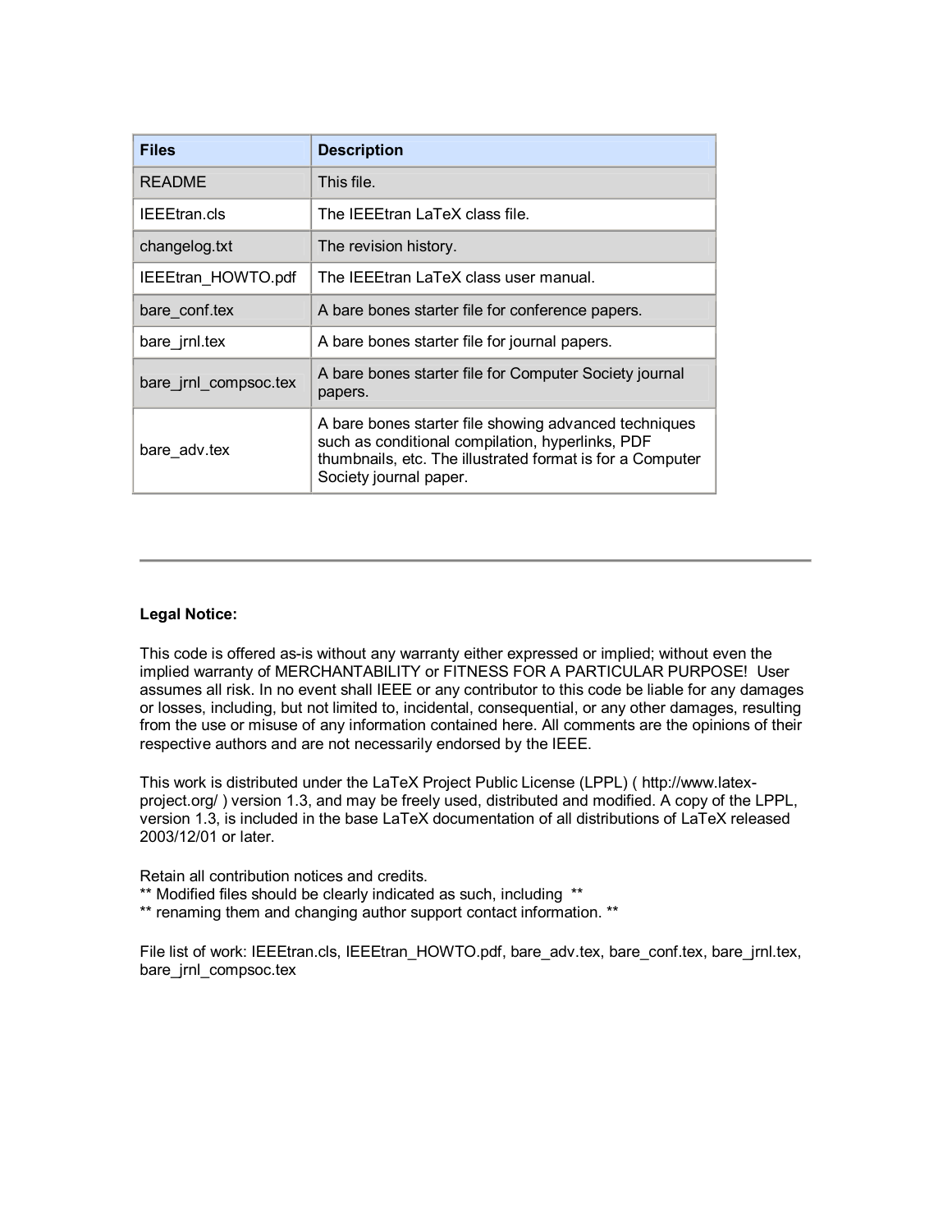| Files | Description |
|---|---|
| README | This file. |
| IEEEtran.cls | The IEEEtran LaTeX class file. |
| changelog.txt | The revision history. |
| IEEEtran_HOWTO.pdf | The IEEEtran LaTeX class user manual. |
| bare_conf.tex | A bare bones starter file for conference papers. |
| bare_jrnl.tex | A bare bones starter file for journal papers. |
| bare_jrnl_compsoc.tex | A bare bones starter file for Computer Society journal papers. |
| bare_adv.tex | A bare bones starter file showing advanced techniques such as conditional compilation, hyperlinks, PDF thumbnails, etc. The illustrated format is for a Computer Society journal paper. |

---

**Legal Notice:**

This code is offered as-is without any warranty either expressed or implied; without even the implied warranty of MERCHANTABILITY or FITNESS FOR A PARTICULAR PURPOSE! User assumes all risk. In no event shall IEEE or any contributor to this code be liable for any damages or losses, including, but not limited to, incidental, consequential, or any other damages, resulting from the use or misuse of any information contained here. All comments are the opinions of their respective authors and are not necessarily endorsed by the IEEE.

This work is distributed under the LaTeX Project Public License (LPPL) ( http://www.latex-project.org/ ) version 1.3, and may be freely used, distributed and modified. A copy of the LPPL, version 1.3, is included in the base LaTeX documentation of all distributions of LaTeX released 2003/12/01 or later.

Retain all contribution notices and credits.
** Modified files should be clearly indicated as such, including **
** renaming them and changing author support contact information. **

File list of work: IEEEtran.cls, IEEEtran_HOWTO.pdf, bare_adv.tex, bare_conf.tex, bare_jrnl.tex, bare_jrnl_compsoc.tex